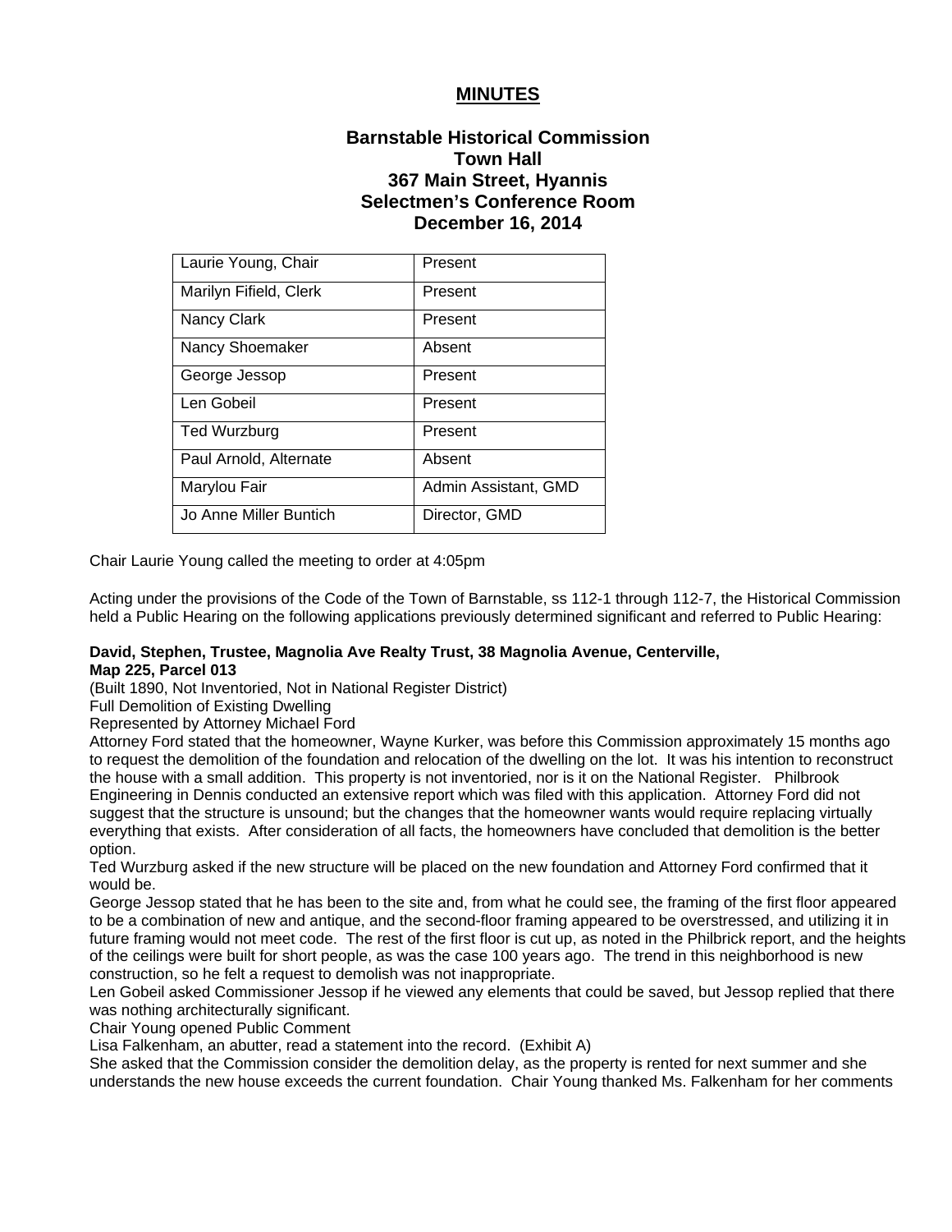# MINUTES

## Barnstable Historical Commission
## Town Hall
## 367 Main Street, Hyannis
## Selectmen's Conference Room
## December 16, 2014

| | |
|---|---|
| Laurie Young, Chair | Present |
| Marilyn Fifield, Clerk | Present |
| Nancy Clark | Present |
| Nancy Shoemaker | Absent |
| George Jessop | Present |
| Len Gobeil | Present |
| Ted Wurzburg | Present |
| Paul Arnold, Alternate | Absent |
| Marylou Fair | Admin Assistant, GMD |
| Jo Anne Miller Buntich | Director, GMD |

Chair Laurie Young called the meeting to order at 4:05pm

Acting under the provisions of the Code of the Town of Barnstable, ss 112-1 through 112-7, the Historical Commission held a Public Hearing on the following applications previously determined significant and referred to Public Hearing:

**David, Stephen, Trustee, Magnolia Ave Realty Trust, 38 Magnolia Avenue, Centerville, Map 225, Parcel 013**
(Built 1890, Not Inventoried, Not in National Register District)
Full Demolition of Existing Dwelling
Represented by Attorney Michael Ford
Attorney Ford stated that the homeowner, Wayne Kurker, was before this Commission approximately 15 months ago to request the demolition of the foundation and relocation of the dwelling on the lot. It was his intention to reconstruct the house with a small addition. This property is not inventoried, nor is it on the National Register. Philbrook Engineering in Dennis conducted an extensive report which was filed with this application. Attorney Ford did not suggest that the structure is unsound; but the changes that the homeowner wants would require replacing virtually everything that exists. After consideration of all facts, the homeowners have concluded that demolition is the better option.
Ted Wurzburg asked if the new structure will be placed on the new foundation and Attorney Ford confirmed that it would be.
George Jessop stated that he has been to the site and, from what he could see, the framing of the first floor appeared to be a combination of new and antique, and the second-floor framing appeared to be overstressed, and utilizing it in future framing would not meet code. The rest of the first floor is cut up, as noted in the Philbrick report, and the heights of the ceilings were built for short people, as was the case 100 years ago. The trend in this neighborhood is new construction, so he felt a request to demolish was not inappropriate.
Len Gobeil asked Commissioner Jessop if he viewed any elements that could be saved, but Jessop replied that there was nothing architecturally significant.
Chair Young opened Public Comment
Lisa Falkenham, an abutter, read a statement into the record. (Exhibit A)
She asked that the Commission consider the demolition delay, as the property is rented for next summer and she understands the new house exceeds the current foundation. Chair Young thanked Ms. Falkenham for her comments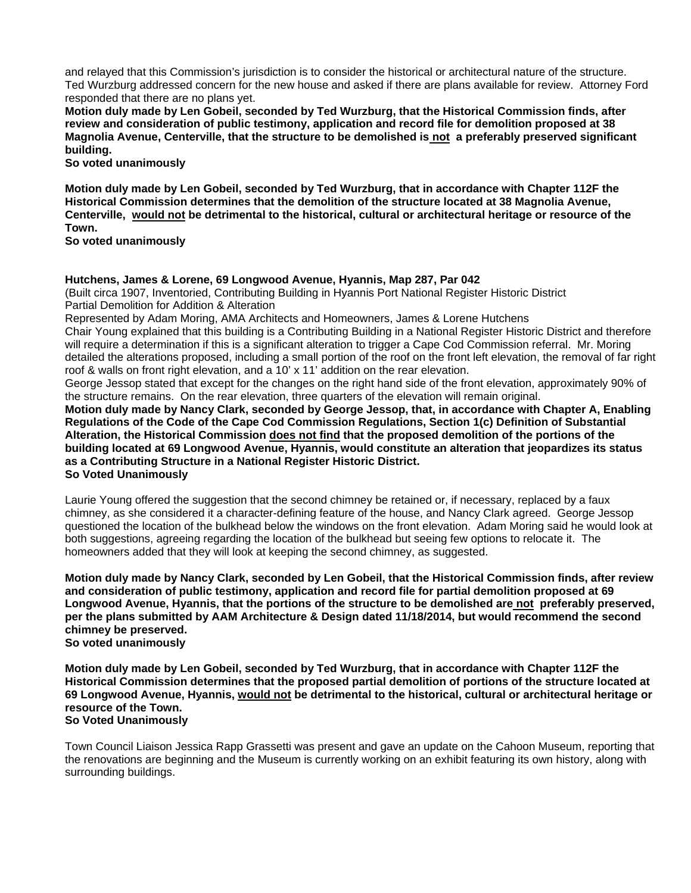and relayed that this Commission's jurisdiction is to consider the historical or architectural nature of the structure. Ted Wurzburg addressed concern for the new house and asked if there are plans available for review. Attorney Ford responded that there are no plans yet.

**Motion duly made by Len Gobeil, seconded by Ted Wurzburg, that the Historical Commission finds, after review and consideration of public testimony, application and record file for demolition proposed at 38 Magnolia Avenue, Centerville, that the structure to be demolished is <u>not</u> a preferably preserved significant building.**
**So voted unanimously**

**Motion duly made by Len Gobeil, seconded by Ted Wurzburg, that in accordance with Chapter 112F the Historical Commission determines that the demolition of the structure located at 38 Magnolia Avenue, Centerville, <u>would not</u> be detrimental to the historical, cultural or architectural heritage or resource of the Town.**
**So voted unanimously**

**Hutchens, James & Lorene, 69 Longwood Avenue, Hyannis, Map 287, Par 042**
(Built circa 1907, Inventoried, Contributing Building in Hyannis Port National Register Historic District
Partial Demolition for Addition & Alteration
Represented by Adam Moring, AMA Architects and Homeowners, James & Lorene Hutchens
Chair Young explained that this building is a Contributing Building in a National Register Historic District and therefore will require a determination if this is a significant alteration to trigger a Cape Cod Commission referral. Mr. Moring detailed the alterations proposed, including a small portion of the roof on the front left elevation, the removal of far right roof & walls on front right elevation, and a 10' x 11' addition on the rear elevation.
George Jessop stated that except for the changes on the right hand side of the front elevation, approximately 90% of the structure remains. On the rear elevation, three quarters of the elevation will remain original.

**Motion duly made by Nancy Clark, seconded by George Jessop, that, in accordance with Chapter A, Enabling Regulations of the Code of the Cape Cod Commission Regulations, Section 1(c) Definition of Substantial Alteration, the Historical Commission <u>does not find</u> that the proposed demolition of the portions of the building located at 69 Longwood Avenue, Hyannis, would constitute an alteration that jeopardizes its status as a Contributing Structure in a National Register Historic District.**
**So Voted Unanimously**

Laurie Young offered the suggestion that the second chimney be retained or, if necessary, replaced by a faux chimney, as she considered it a character-defining feature of the house, and Nancy Clark agreed. George Jessop questioned the location of the bulkhead below the windows on the front elevation. Adam Moring said he would look at both suggestions, agreeing regarding the location of the bulkhead but seeing few options to relocate it. The homeowners added that they will look at keeping the second chimney, as suggested.

**Motion duly made by Nancy Clark, seconded by Len Gobeil, that the Historical Commission finds, after review and consideration of public testimony, application and record file for partial demolition proposed at 69 Longwood Avenue, Hyannis, that the portions of the structure to be demolished are <u>not</u> preferably preserved, per the plans submitted by AAM Architecture & Design dated 11/18/2014, but would recommend the second chimney be preserved.**
**So voted unanimously**

**Motion duly made by Len Gobeil, seconded by Ted Wurzburg, that in accordance with Chapter 112F the Historical Commission determines that the proposed partial demolition of portions of the structure located at 69 Longwood Avenue, Hyannis, <u>would not</u> be detrimental to the historical, cultural or architectural heritage or resource of the Town.**
**So Voted Unanimously**

Town Council Liaison Jessica Rapp Grassetti was present and gave an update on the Cahoon Museum, reporting that the renovations are beginning and the Museum is currently working on an exhibit featuring its own history, along with surrounding buildings.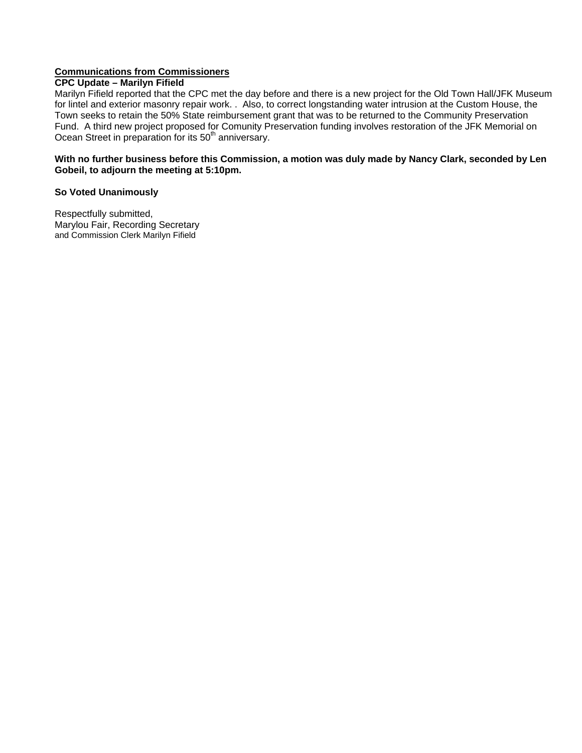**Communications from Commissioners**

**CPC Update – Marilyn Fifield**

Marilyn Fifield reported that the CPC met the day before and there is a new project for the Old Town Hall/JFK Museum for lintel and exterior masonry repair work. . Also, to correct longstanding water intrusion at the Custom House, the Town seeks to retain the 50% State reimbursement grant that was to be returned to the Community Preservation Fund. A third new project proposed for Comunity Preservation funding involves restoration of the JFK Memorial on Ocean Street in preparation for its 50th anniversary.

**With no further business before this Commission, a motion was duly made by Nancy Clark, seconded by Len Gobeil, to adjourn the meeting at 5:10pm.**

**So Voted Unanimously**

Respectfully submitted,
Marylou Fair, Recording Secretary
and Commission Clerk Marilyn Fifield